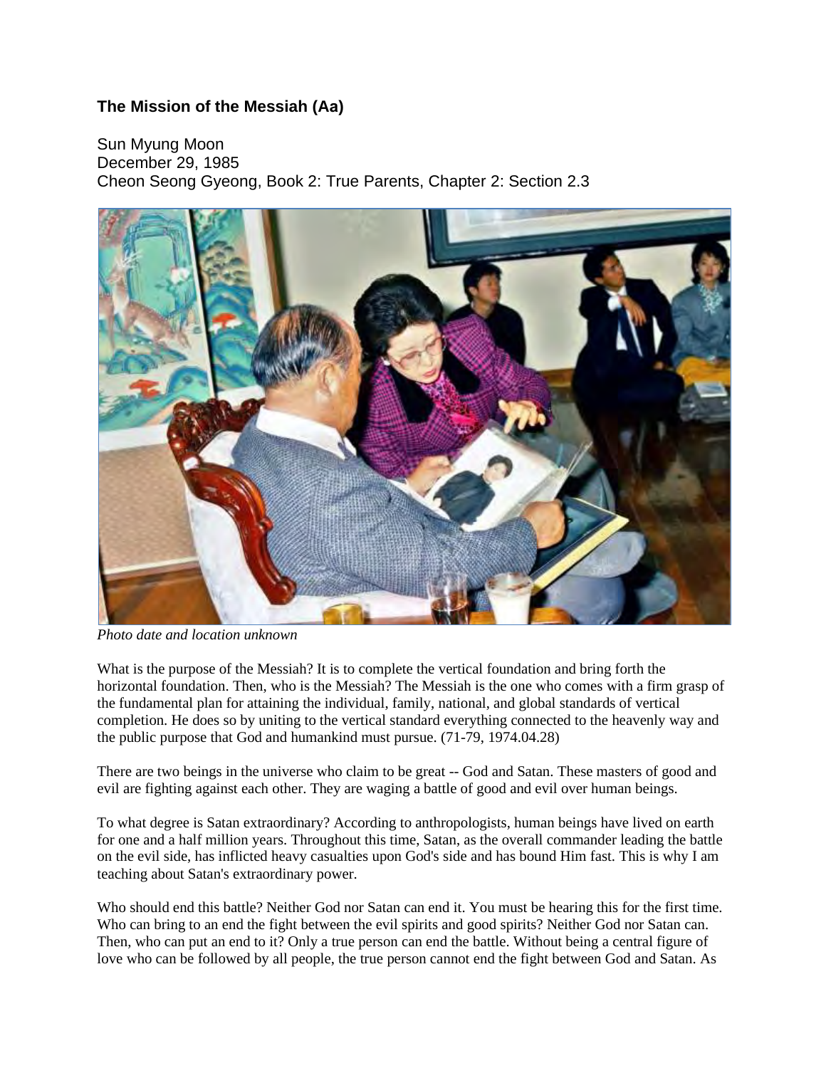## The Mission of the Messiah (Aa)

Sun Myung Moon
December 29, 1985
Cheon Seong Gyeong, Book 2: True Parents, Chapter 2: Section 2.3

*Photo date and location unknown*

What is the purpose of the Messiah? It is to complete the vertical foundation and bring forth the horizontal foundation. Then, who is the Messiah? The Messiah is the one who comes with a firm grasp of the fundamental plan for attaining the individual, family, national, and global standards of vertical completion. He does so by uniting to the vertical standard everything connected to the heavenly way and the public purpose that God and humankind must pursue. (71-79, 1974.04.28)

There are two beings in the universe who claim to be great -- God and Satan. These masters of good and evil are fighting against each other. They are waging a battle of good and evil over human beings.

To what degree is Satan extraordinary? According to anthropologists, human beings have lived on earth for one and a half million years. Throughout this time, Satan, as the overall commander leading the battle on the evil side, has inflicted heavy casualties upon God's side and has bound Him fast. This is why I am teaching about Satan's extraordinary power.

Who should end this battle? Neither God nor Satan can end it. You must be hearing this for the first time. Who can bring to an end the fight between the evil spirits and good spirits? Neither God nor Satan can. Then, who can put an end to it? Only a true person can end the battle. Without being a central figure of love who can be followed by all people, the true person cannot end the fight between God and Satan. As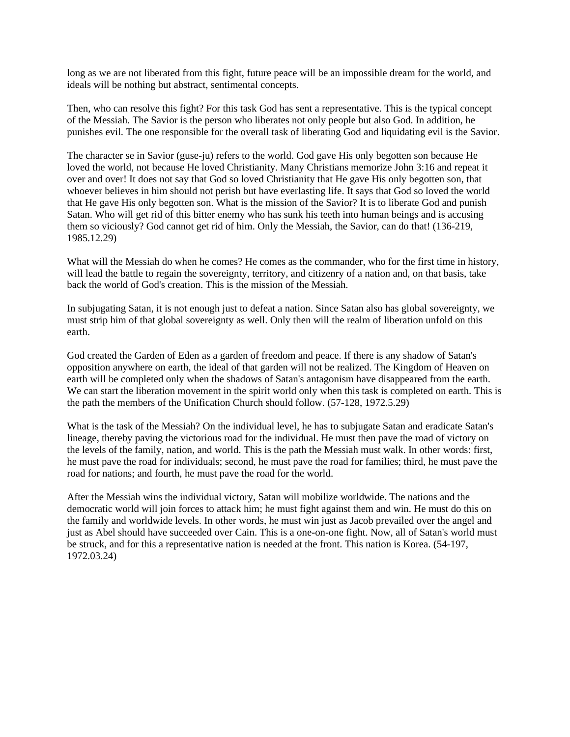long as we are not liberated from this fight, future peace will be an impossible dream for the world, and ideals will be nothing but abstract, sentimental concepts.

Then, who can resolve this fight? For this task God has sent a representative. This is the typical concept of the Messiah. The Savior is the person who liberates not only people but also God. In addition, he punishes evil. The one responsible for the overall task of liberating God and liquidating evil is the Savior.

The character se in Savior (guse-ju) refers to the world. God gave His only begotten son because He loved the world, not because He loved Christianity. Many Christians memorize John 3:16 and repeat it over and over! It does not say that God so loved Christianity that He gave His only begotten son, that whoever believes in him should not perish but have everlasting life. It says that God so loved the world that He gave His only begotten son. What is the mission of the Savior? It is to liberate God and punish Satan. Who will get rid of this bitter enemy who has sunk his teeth into human beings and is accusing them so viciously? God cannot get rid of him. Only the Messiah, the Savior, can do that! (136-219, 1985.12.29)

What will the Messiah do when he comes? He comes as the commander, who for the first time in history, will lead the battle to regain the sovereignty, territory, and citizenry of a nation and, on that basis, take back the world of God's creation. This is the mission of the Messiah.

In subjugating Satan, it is not enough just to defeat a nation. Since Satan also has global sovereignty, we must strip him of that global sovereignty as well. Only then will the realm of liberation unfold on this earth.

God created the Garden of Eden as a garden of freedom and peace. If there is any shadow of Satan's opposition anywhere on earth, the ideal of that garden will not be realized. The Kingdom of Heaven on earth will be completed only when the shadows of Satan's antagonism have disappeared from the earth. We can start the liberation movement in the spirit world only when this task is completed on earth. This is the path the members of the Unification Church should follow. (57-128, 1972.5.29)

What is the task of the Messiah? On the individual level, he has to subjugate Satan and eradicate Satan's lineage, thereby paving the victorious road for the individual. He must then pave the road of victory on the levels of the family, nation, and world. This is the path the Messiah must walk. In other words: first, he must pave the road for individuals; second, he must pave the road for families; third, he must pave the road for nations; and fourth, he must pave the road for the world.

After the Messiah wins the individual victory, Satan will mobilize worldwide. The nations and the democratic world will join forces to attack him; he must fight against them and win. He must do this on the family and worldwide levels. In other words, he must win just as Jacob prevailed over the angel and just as Abel should have succeeded over Cain. This is a one-on-one fight. Now, all of Satan's world must be struck, and for this a representative nation is needed at the front. This nation is Korea. (54-197, 1972.03.24)